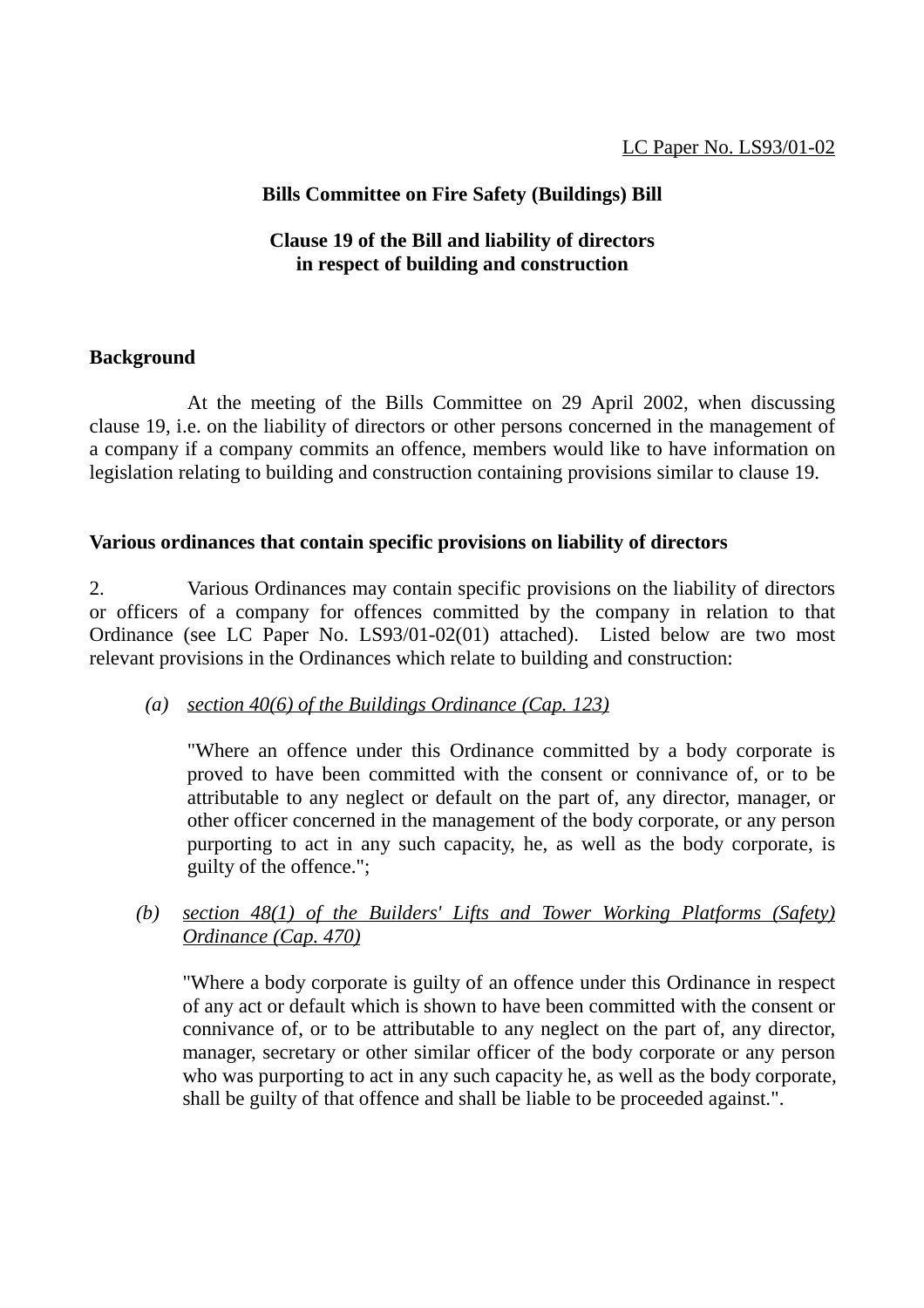<u>LC Paper No. LS93/01-02</u>

**Bills Committee on Fire Safety (Buildings) Bill**

**Clause 19 of the Bill and liability of directors in respect of building and construction**

**Background**

At the meeting of the Bills Committee on 29 April 2002, when discussing clause 19, i.e. on the liability of directors or other persons concerned in the management of a company if a company commits an offence, members would like to have information on legislation relating to building and construction containing provisions similar to clause 19.

**Various ordinances that contain specific provisions on liability of directors**

2. Various Ordinances may contain specific provisions on the liability of directors or officers of a company for offences committed by the company in relation to that Ordinance (see LC Paper No. LS93/01-02(01) attached). Listed below are two most relevant provisions in the Ordinances which relate to building and construction:

(a) *<u>section 40(6) of the Buildings Ordinance (Cap. 123)</u>*

"Where an offence under this Ordinance committed by a body corporate is proved to have been committed with the consent or connivance of, or to be attributable to any neglect or default on the part of, any director, manager, or other officer concerned in the management of the body corporate, or any person purporting to act in any such capacity, he, as well as the body corporate, is guilty of the offence.";

(b) *<u>section 48(1) of the Builders' Lifts and Tower Working Platforms (Safety) Ordinance (Cap. 470)</u>*

"Where a body corporate is guilty of an offence under this Ordinance in respect of any act or default which is shown to have been committed with the consent or connivance of, or to be attributable to any neglect on the part of, any director, manager, secretary or other similar officer of the body corporate or any person who was purporting to act in any such capacity he, as well as the body corporate, shall be guilty of that offence and shall be liable to be proceeded against.".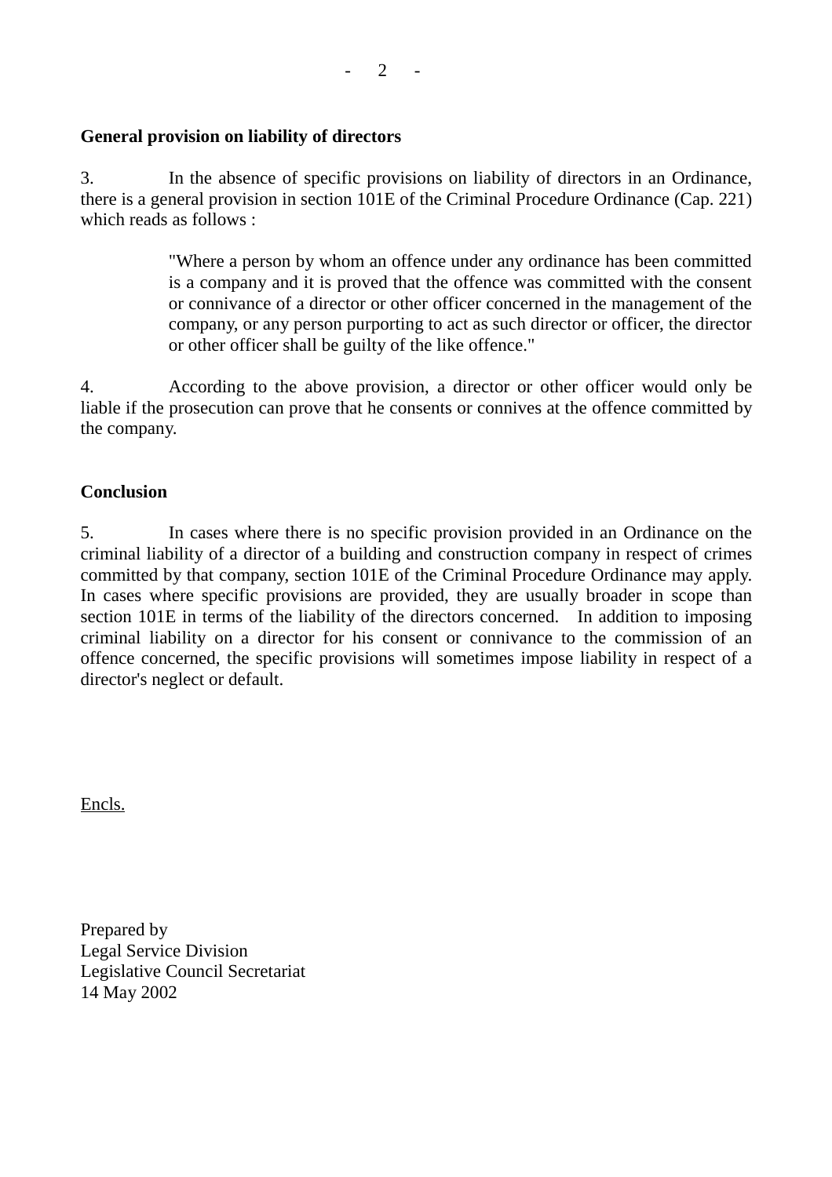**General provision on liability of directors**

3. In the absence of specific provisions on liability of directors in an Ordinance, there is a general provision in section 101E of the Criminal Procedure Ordinance (Cap. 221) which reads as follows :

> "Where a person by whom an offence under any ordinance has been committed is a company and it is proved that the offence was committed with the consent or connivance of a director or other officer concerned in the management of the company, or any person purporting to act as such director or officer, the director or other officer shall be guilty of the like offence."

4. According to the above provision, a director or other officer would only be liable if the prosecution can prove that he consents or connives at the offence committed by the company.

**Conclusion**

5. In cases where there is no specific provision provided in an Ordinance on the criminal liability of a director of a building and construction company in respect of crimes committed by that company, section 101E of the Criminal Procedure Ordinance may apply. In cases where specific provisions are provided, they are usually broader in scope than section 101E in terms of the liability of the directors concerned. In addition to imposing criminal liability on a director for his consent or connivance to the commission of an offence concerned, the specific provisions will sometimes impose liability in respect of a director's neglect or default.

<u>Encls.</u>

Prepared by
Legal Service Division
Legislative Council Secretariat
14 May 2002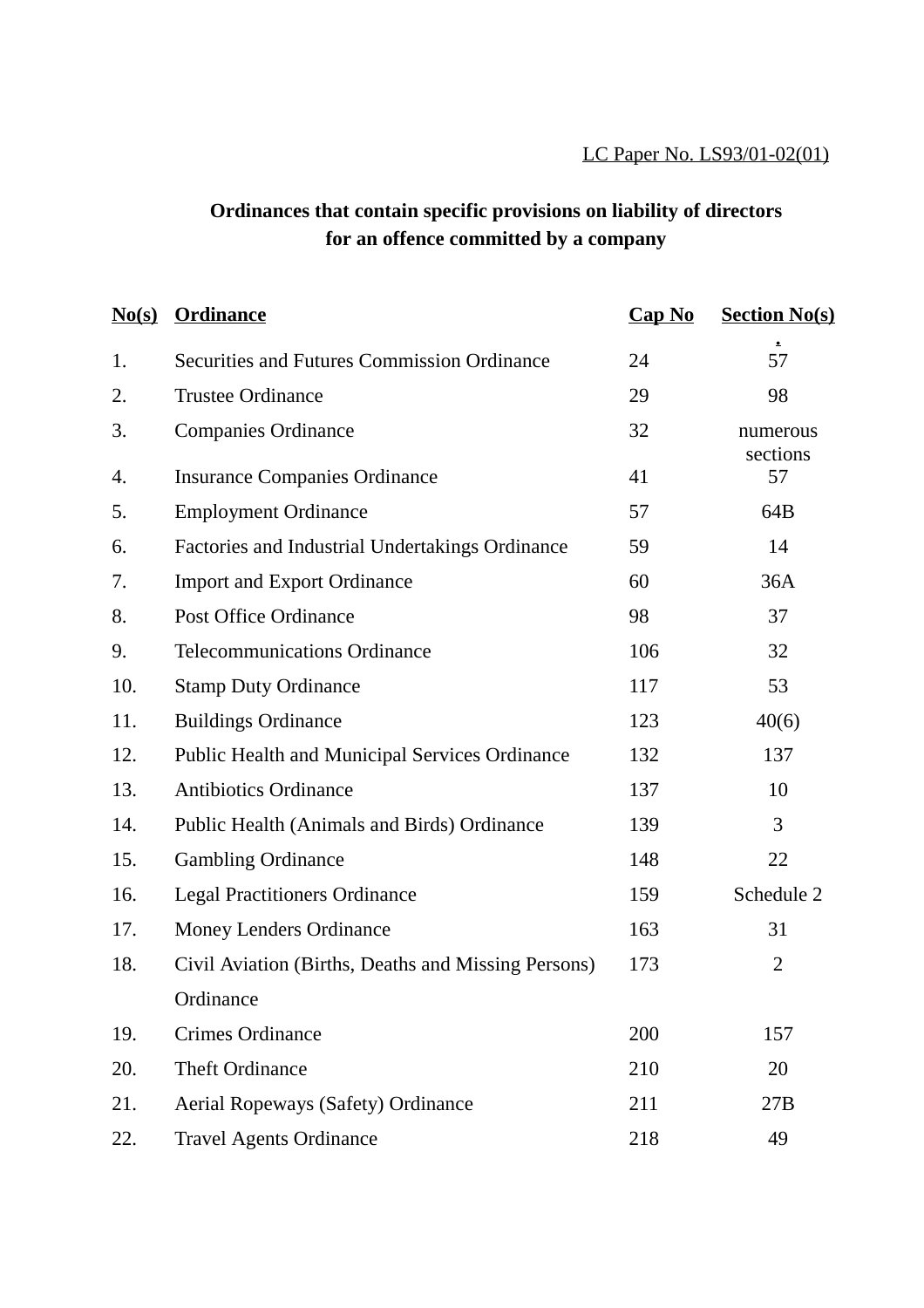LC Paper No. LS93/01-02(01)

**Ordinances that contain specific provisions on liability of directors for an offence committed by a company**

| No(s) | Ordinance | Cap No | Section No(s). |
|---|---|---|---|
| 1. | Securities and Futures Commission Ordinance | 24 | 57 |
| 2. | Trustee Ordinance | 29 | 98 |
| 3. | Companies Ordinance | 32 | numerous sections |
| 4. | Insurance Companies Ordinance | 41 | 57 |
| 5. | Employment Ordinance | 57 | 64B |
| 6. | Factories and Industrial Undertakings Ordinance | 59 | 14 |
| 7. | Import and Export Ordinance | 60 | 36A |
| 8. | Post Office Ordinance | 98 | 37 |
| 9. | Telecommunications Ordinance | 106 | 32 |
| 10. | Stamp Duty Ordinance | 117 | 53 |
| 11. | Buildings Ordinance | 123 | 40(6) |
| 12. | Public Health and Municipal Services Ordinance | 132 | 137 |
| 13. | Antibiotics Ordinance | 137 | 10 |
| 14. | Public Health (Animals and Birds) Ordinance | 139 | 3 |
| 15. | Gambling Ordinance | 148 | 22 |
| 16. | Legal Practitioners Ordinance | 159 | Schedule 2 |
| 17. | Money Lenders Ordinance | 163 | 31 |
| 18. | Civil Aviation (Births, Deaths and Missing Persons) Ordinance | 173 | 2 |
| 19. | Crimes Ordinance | 200 | 157 |
| 20. | Theft Ordinance | 210 | 20 |
| 21. | Aerial Ropeways (Safety) Ordinance | 211 | 27B |
| 22. | Travel Agents Ordinance | 218 | 49 |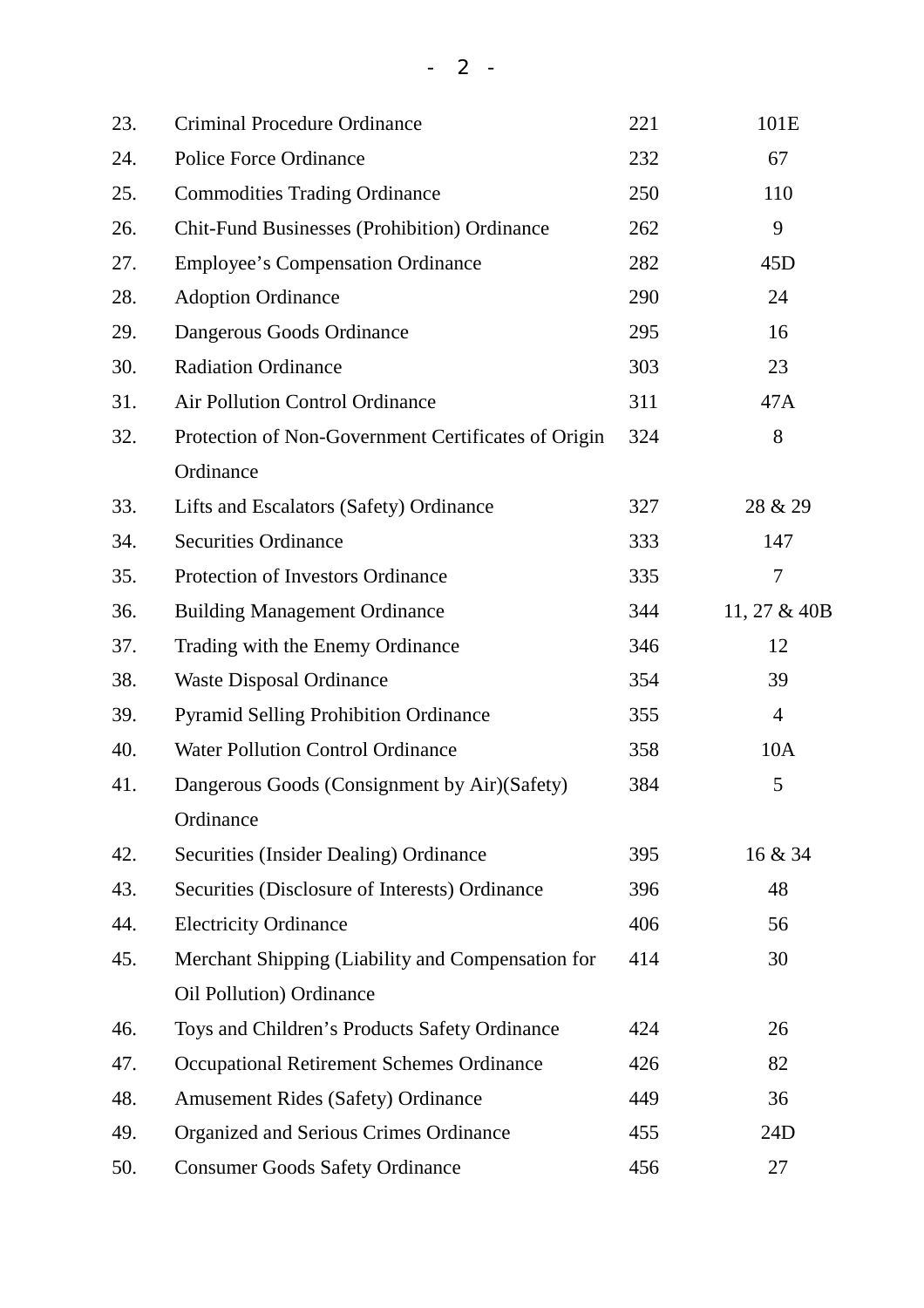| | | | |
|---|---|---|---|
| 23. | Criminal Procedure Ordinance | 221 | 101E |
| 24. | Police Force Ordinance | 232 | 67 |
| 25. | Commodities Trading Ordinance | 250 | 110 |
| 26. | Chit-Fund Businesses (Prohibition) Ordinance | 262 | 9 |
| 27. | Employee’s Compensation Ordinance | 282 | 45D |
| 28. | Adoption Ordinance | 290 | 24 |
| 29. | Dangerous Goods Ordinance | 295 | 16 |
| 30. | Radiation Ordinance | 303 | 23 |
| 31. | Air Pollution Control Ordinance | 311 | 47A |
| 32. | Protection of Non-Government Certificates of Origin Ordinance | 324 | 8 |
| 33. | Lifts and Escalators (Safety) Ordinance | 327 | 28 & 29 |
| 34. | Securities Ordinance | 333 | 147 |
| 35. | Protection of Investors Ordinance | 335 | 7 |
| 36. | Building Management Ordinance | 344 | 11, 27 & 40B |
| 37. | Trading with the Enemy Ordinance | 346 | 12 |
| 38. | Waste Disposal Ordinance | 354 | 39 |
| 39. | Pyramid Selling Prohibition Ordinance | 355 | 4 |
| 40. | Water Pollution Control Ordinance | 358 | 10A |
| 41. | Dangerous Goods (Consignment by Air)(Safety) Ordinance | 384 | 5 |
| 42. | Securities (Insider Dealing) Ordinance | 395 | 16 & 34 |
| 43. | Securities (Disclosure of Interests) Ordinance | 396 | 48 |
| 44. | Electricity Ordinance | 406 | 56 |
| 45. | Merchant Shipping (Liability and Compensation for Oil Pollution) Ordinance | 414 | 30 |
| 46. | Toys and Children’s Products Safety Ordinance | 424 | 26 |
| 47. | Occupational Retirement Schemes Ordinance | 426 | 82 |
| 48. | Amusement Rides (Safety) Ordinance | 449 | 36 |
| 49. | Organized and Serious Crimes Ordinance | 455 | 24D |
| 50. | Consumer Goods Safety Ordinance | 456 | 27 |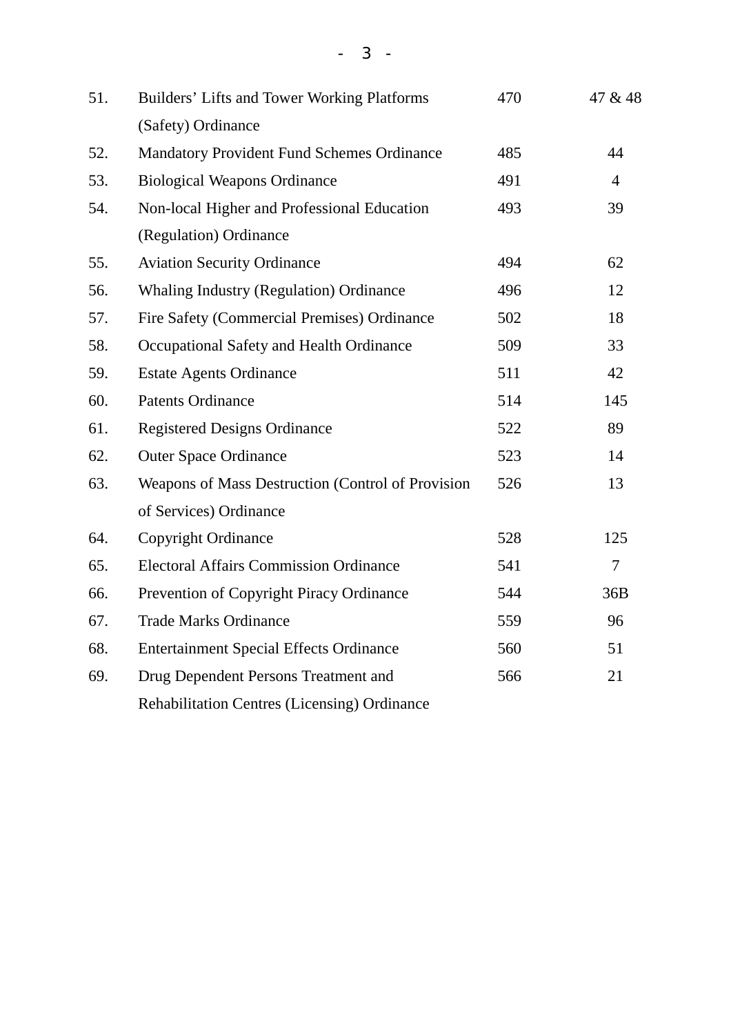| | | | |
|---|---|---|---|
| 51. | Builders' Lifts and Tower Working Platforms (Safety) Ordinance | 470 | 47 & 48 |
| 52. | Mandatory Provident Fund Schemes Ordinance | 485 | 44 |
| 53. | Biological Weapons Ordinance | 491 | 4 |
| 54. | Non-local Higher and Professional Education (Regulation) Ordinance | 493 | 39 |
| 55. | Aviation Security Ordinance | 494 | 62 |
| 56. | Whaling Industry (Regulation) Ordinance | 496 | 12 |
| 57. | Fire Safety (Commercial Premises) Ordinance | 502 | 18 |
| 58. | Occupational Safety and Health Ordinance | 509 | 33 |
| 59. | Estate Agents Ordinance | 511 | 42 |
| 60. | Patents Ordinance | 514 | 145 |
| 61. | Registered Designs Ordinance | 522 | 89 |
| 62. | Outer Space Ordinance | 523 | 14 |
| 63. | Weapons of Mass Destruction (Control of Provision of Services) Ordinance | 526 | 13 |
| 64. | Copyright Ordinance | 528 | 125 |
| 65. | Electoral Affairs Commission Ordinance | 541 | 7 |
| 66. | Prevention of Copyright Piracy Ordinance | 544 | 36B |
| 67. | Trade Marks Ordinance | 559 | 96 |
| 68. | Entertainment Special Effects Ordinance | 560 | 51 |
| 69. | Drug Dependent Persons Treatment and Rehabilitation Centres (Licensing) Ordinance | 566 | 21 |